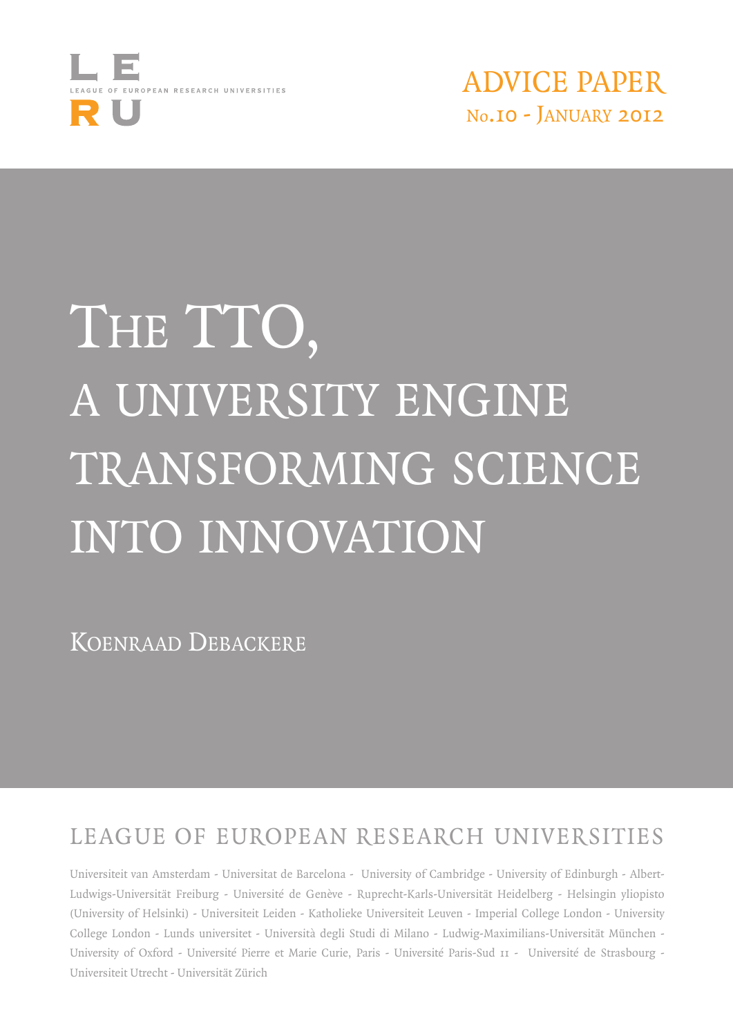LERU

LEAGUE OF EUROPEAN RESEARCH UNIVERSITIES

ADVICE PAPER

No.10 - January 2012

# The TTO, a university engine transforming science into innovation

Koenraad Debackere

## LEAGUE OF EUROPEAN RESEARCH UNIVERSITIES

Universiteit van Amsterdam - Universitat de Barcelona - University of Cambridge - University of Edinburgh - Albert-Ludwigs-Universität Freiburg - Université de Genève - Ruprecht-Karls-Universität Heidelberg - Helsingin yliopisto (University of Helsinki) - Universiteit Leiden - Katholieke Universiteit Leuven - Imperial College London - University College London - Lunds universitet - Università degli Studi di Milano - Ludwig-Maximilians-Universität München - University of Oxford - Université Pierre et Marie Curie, Paris - Université Paris-Sud 11 - Université de Strasbourg - Universiteit Utrecht - Universität Zürich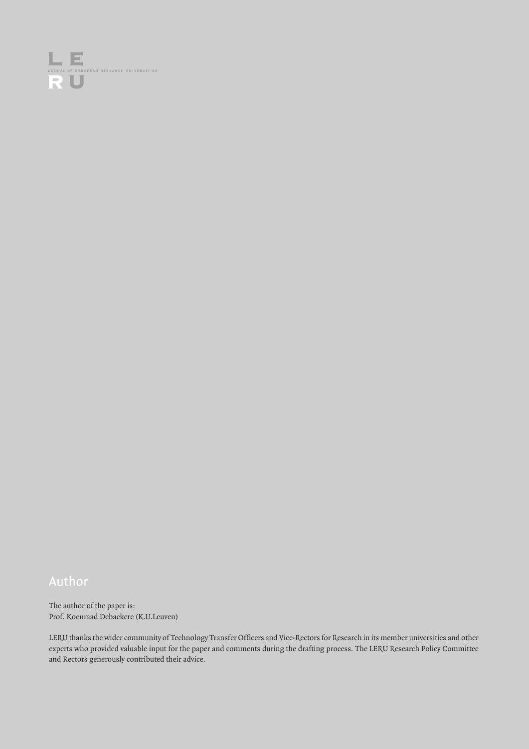LE
LEAGUE OF EUROPEAN RESEARCH UNIVERSITIES
RU

## Author

The author of the paper is:
Prof. Koenraad Debackere (K.U.Leuven)

LERU thanks the wider community of Technology Transfer Officers and Vice-Rectors for Research in its member universities and other experts who provided valuable input for the paper and comments during the drafting process. The LERU Research Policy Committee and Rectors generously contributed their advice.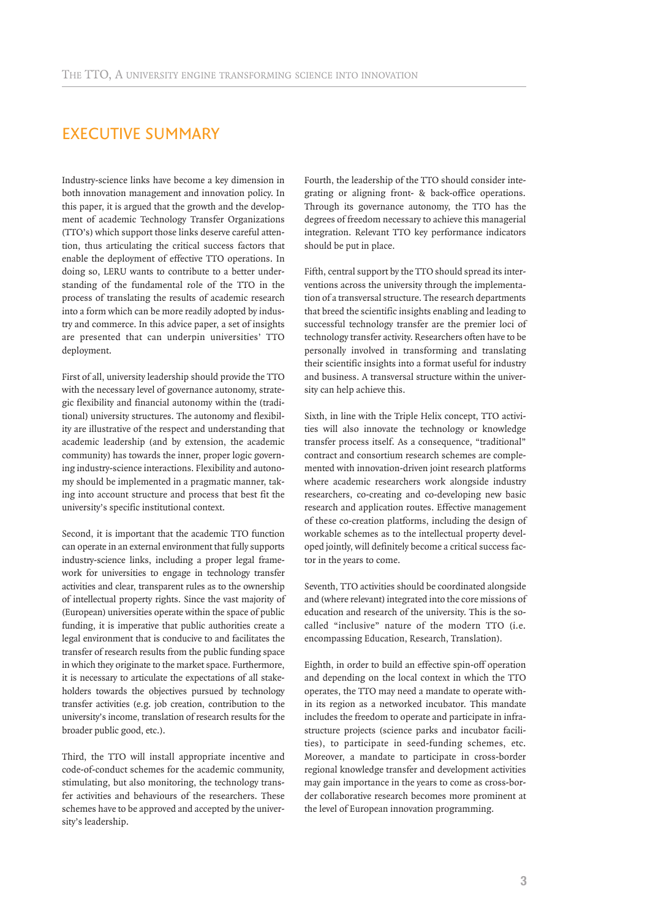# EXECUTIVE SUMMARY

Industry-science links have become a key dimension in both innovation management and innovation policy. In this paper, it is argued that the growth and the development of academic Technology Transfer Organizations (TTO's) which support those links deserve careful attention, thus articulating the critical success factors that enable the deployment of effective TTO operations. In doing so, LERU wants to contribute to a better understanding of the fundamental role of the TTO in the process of translating the results of academic research into a form which can be more readily adopted by industry and commerce. In this advice paper, a set of insights are presented that can underpin universities' TTO deployment.

First of all, university leadership should provide the TTO with the necessary level of governance autonomy, strategic flexibility and financial autonomy within the (traditional) university structures. The autonomy and flexibility are illustrative of the respect and understanding that academic leadership (and by extension, the academic community) has towards the inner, proper logic governing industry-science interactions. Flexibility and autonomy should be implemented in a pragmatic manner, taking into account structure and process that best fit the university's specific institutional context.

Second, it is important that the academic TTO function can operate in an external environment that fully supports industry-science links, including a proper legal framework for universities to engage in technology transfer activities and clear, transparent rules as to the ownership of intellectual property rights. Since the vast majority of (European) universities operate within the space of public funding, it is imperative that public authorities create a legal environment that is conducive to and facilitates the transfer of research results from the public funding space in which they originate to the market space. Furthermore, it is necessary to articulate the expectations of all stakeholders towards the objectives pursued by technology transfer activities (e.g. job creation, contribution to the university's income, translation of research results for the broader public good, etc.).

Third, the TTO will install appropriate incentive and code-of-conduct schemes for the academic community, stimulating, but also monitoring, the technology transfer activities and behaviours of the researchers. These schemes have to be approved and accepted by the university's leadership.

Fourth, the leadership of the TTO should consider integrating or aligning front- & back-office operations. Through its governance autonomy, the TTO has the degrees of freedom necessary to achieve this managerial integration. Relevant TTO key performance indicators should be put in place.

Fifth, central support by the TTO should spread its interventions across the university through the implementation of a transversal structure. The research departments that breed the scientific insights enabling and leading to successful technology transfer are the premier loci of technology transfer activity. Researchers often have to be personally involved in transforming and translating their scientific insights into a format useful for industry and business. A transversal structure within the university can help achieve this.

Sixth, in line with the Triple Helix concept, TTO activities will also innovate the technology or knowledge transfer process itself. As a consequence, "traditional" contract and consortium research schemes are complemented with innovation-driven joint research platforms where academic researchers work alongside industry researchers, co-creating and co-developing new basic research and application routes. Effective management of these co-creation platforms, including the design of workable schemes as to the intellectual property developed jointly, will definitely become a critical success factor in the years to come.

Seventh, TTO activities should be coordinated alongside and (where relevant) integrated into the core missions of education and research of the university. This is the so-called "inclusive" nature of the modern TTO (i.e. encompassing Education, Research, Translation).

Eighth, in order to build an effective spin-off operation and depending on the local context in which the TTO operates, the TTO may need a mandate to operate within its region as a networked incubator. This mandate includes the freedom to operate and participate in infrastructure projects (science parks and incubator facilities), to participate in seed-funding schemes, etc. Moreover, a mandate to participate in cross-border regional knowledge transfer and development activities may gain importance in the years to come as cross-border collaborative research becomes more prominent at the level of European innovation programming.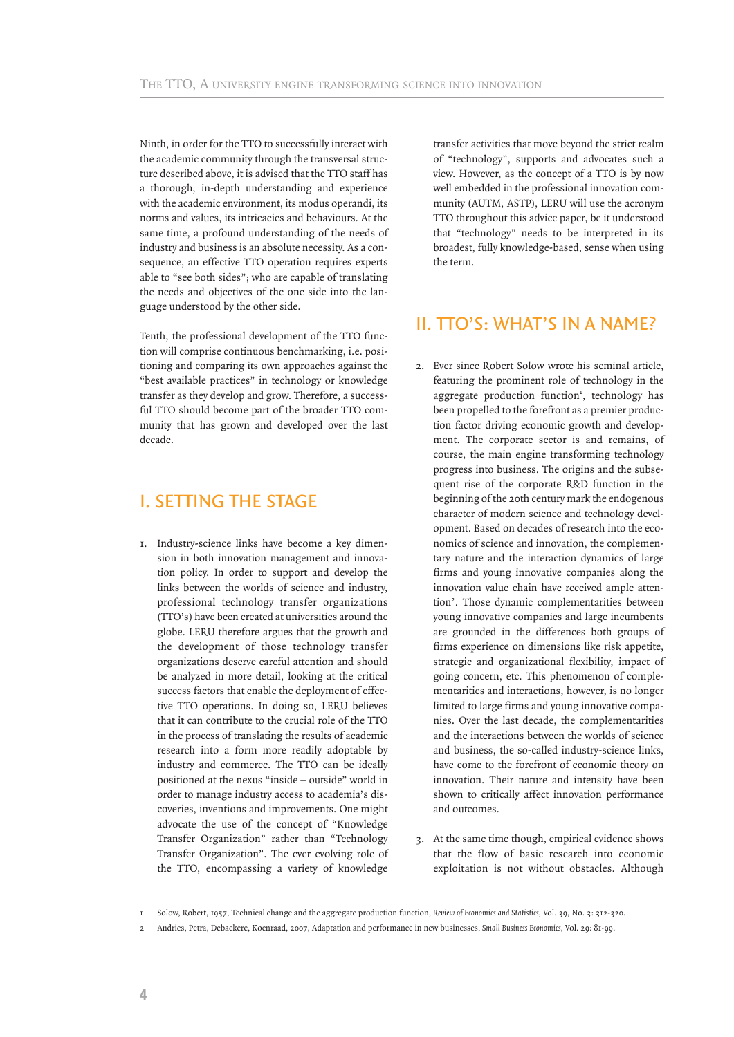Ninth, in order for the TTO to successfully interact with the academic community through the transversal structure described above, it is advised that the TTO staff has a thorough, in-depth understanding and experience with the academic environment, its modus operandi, its norms and values, its intricacies and behaviours. At the same time, a profound understanding of the needs of industry and business is an absolute necessity. As a consequence, an effective TTO operation requires experts able to "see both sides"; who are capable of translating the needs and objectives of the one side into the language understood by the other side.

Tenth, the professional development of the TTO function will comprise continuous benchmarking, i.e. positioning and comparing its own approaches against the "best available practices" in technology or knowledge transfer as they develop and grow. Therefore, a successful TTO should become part of the broader TTO community that has grown and developed over the last decade.

## I. SETTING THE STAGE

1. Industry-science links have become a key dimension in both innovation management and innovation policy. In order to support and develop the links between the worlds of science and industry, professional technology transfer organizations (TTO's) have been created at universities around the globe. LERU therefore argues that the growth and the development of those technology transfer organizations deserve careful attention and should be analyzed in more detail, looking at the critical success factors that enable the deployment of effective TTO operations. In doing so, LERU believes that it can contribute to the crucial role of the TTO in the process of translating the results of academic research into a form more readily adoptable by industry and commerce. The TTO can be ideally positioned at the nexus "inside – outside" world in order to manage industry access to academia's discoveries, inventions and improvements. One might advocate the use of the concept of "Knowledge Transfer Organization" rather than "Technology Transfer Organization". The ever evolving role of the TTO, encompassing a variety of knowledge transfer activities that move beyond the strict realm of "technology", supports and advocates such a view. However, as the concept of a TTO is by now well embedded in the professional innovation community (AUTM, ASTP), LERU will use the acronym TTO throughout this advice paper, be it understood that "technology" needs to be interpreted in its broadest, fully knowledge-based, sense when using the term.

## II. TTO'S: WHAT'S IN A NAME?

2. Ever since Robert Solow wrote his seminal article, featuring the prominent role of technology in the aggregate production function[1], technology has been propelled to the forefront as a premier production factor driving economic growth and development. The corporate sector is and remains, of course, the main engine transforming technology progress into business. The origins and the subsequent rise of the corporate R&D function in the beginning of the 20th century mark the endogenous character of modern science and technology development. Based on decades of research into the economics of science and innovation, the complementary nature and the interaction dynamics of large firms and young innovative companies along the innovation value chain have received ample attention[2]. Those dynamic complementarities between young innovative companies and large incumbents are grounded in the differences both groups of firms experience on dimensions like risk appetite, strategic and organizational flexibility, impact of going concern, etc. This phenomenon of complementarities and interactions, however, is no longer limited to large firms and young innovative companies. Over the last decade, the complementarities and the interactions between the worlds of science and business, the so-called industry-science links, have come to the forefront of economic theory on innovation. Their nature and intensity have been shown to critically affect innovation performance and outcomes.

3. At the same time though, empirical evidence shows that the flow of basic research into economic exploitation is not without obstacles. Although

---

1 Solow, Robert, 1957, Technical change and the aggregate production function, *Review of Economics and Statistics*, Vol. 39, No. 3: 312-320.

2 Andries, Petra, Debackere, Koenraad, 2007, Adaptation and performance in new businesses, *Small Business Economics*, Vol. 29: 81-99.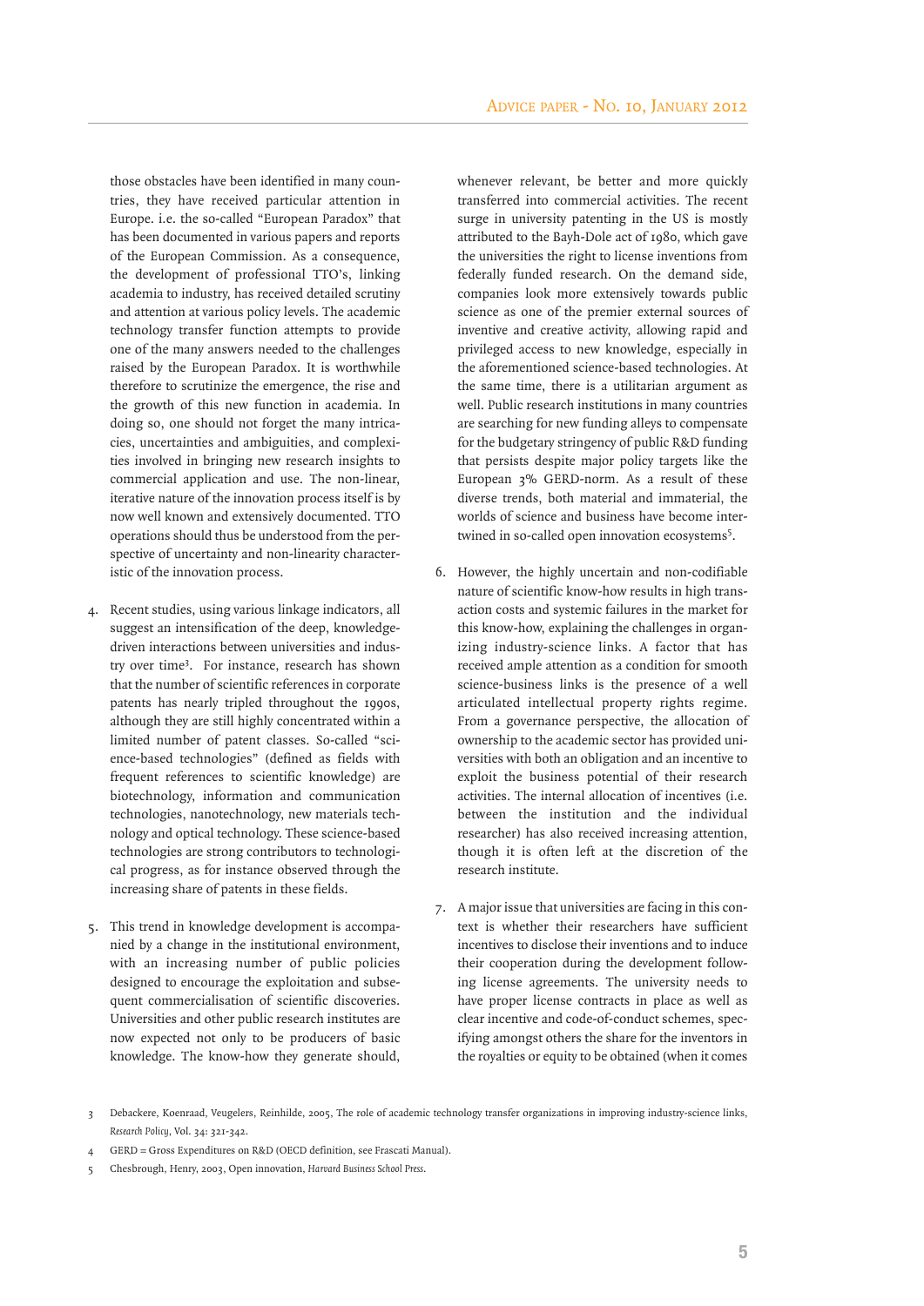those obstacles have been identified in many countries, they have received particular attention in Europe. i.e. the so-called "European Paradox" that has been documented in various papers and reports of the European Commission. As a consequence, the development of professional TTO's, linking academia to industry, has received detailed scrutiny and attention at various policy levels. The academic technology transfer function attempts to provide one of the many answers needed to the challenges raised by the European Paradox. It is worthwhile therefore to scrutinize the emergence, the rise and the growth of this new function in academia. In doing so, one should not forget the many intricacies, uncertainties and ambiguities, and complexities involved in bringing new research insights to commercial application and use. The non-linear, iterative nature of the innovation process itself is by now well known and extensively documented. TTO operations should thus be understood from the perspective of uncertainty and non-linearity characteristic of the innovation process.

4. Recent studies, using various linkage indicators, all suggest an intensification of the deep, knowledge-driven interactions between universities and industry over time[3]. For instance, research has shown that the number of scientific references in corporate patents has nearly tripled throughout the 1990s, although they are still highly concentrated within a limited number of patent classes. So-called "science-based technologies" (defined as fields with frequent references to scientific knowledge) are biotechnology, information and communication technologies, nanotechnology, new materials technology and optical technology. These science-based technologies are strong contributors to technological progress, as for instance observed through the increasing share of patents in these fields.

5. This trend in knowledge development is accompanied by a change in the institutional environment, with an increasing number of public policies designed to encourage the exploitation and subsequent commercialisation of scientific discoveries. Universities and other public research institutes are now expected not only to be producers of basic knowledge. The know-how they generate should, whenever relevant, be better and more quickly transferred into commercial activities. The recent surge in university patenting in the US is mostly attributed to the Bayh-Dole act of 1980, which gave the universities the right to license inventions from federally funded research. On the demand side, companies look more extensively towards public science as one of the premier external sources of inventive and creative activity, allowing rapid and privileged access to new knowledge, especially in the aforementioned science-based technologies. At the same time, there is a utilitarian argument as well. Public research institutions in many countries are searching for new funding alleys to compensate for the budgetary stringency of public R&D funding that persists despite major policy targets like the European 3% GERD-norm. As a result of these diverse trends, both material and immaterial, the worlds of science and business have become intertwined in so-called open innovation ecosystems[5].

6. However, the highly uncertain and non-codifiable nature of scientific know-how results in high transaction costs and systemic failures in the market for this know-how, explaining the challenges in organizing industry-science links. A factor that has received ample attention as a condition for smooth science-business links is the presence of a well articulated intellectual property rights regime. From a governance perspective, the allocation of ownership to the academic sector has provided universities with both an obligation and an incentive to exploit the business potential of their research activities. The internal allocation of incentives (i.e. between the institution and the individual researcher) has also received increasing attention, though it is often left at the discretion of the research institute.

7. A major issue that universities are facing in this context is whether their researchers have sufficient incentives to disclose their inventions and to induce their cooperation during the development following license agreements. The university needs to have proper license contracts in place as well as clear incentive and code-of-conduct schemes, specifying amongst others the share for the inventors in the royalties or equity to be obtained (when it comes

---

3 Debackere, Koenraad, Veugelers, Reinhilde, 2005, The role of academic technology transfer organizations in improving industry-science links, *Research Policy*, Vol. 34: 321-342.

4 GERD = Gross Expenditures on R&D (OECD definition, see Frascati Manual).

5 Chesbrough, Henry, 2003, Open innovation, *Harvard Business School Press*.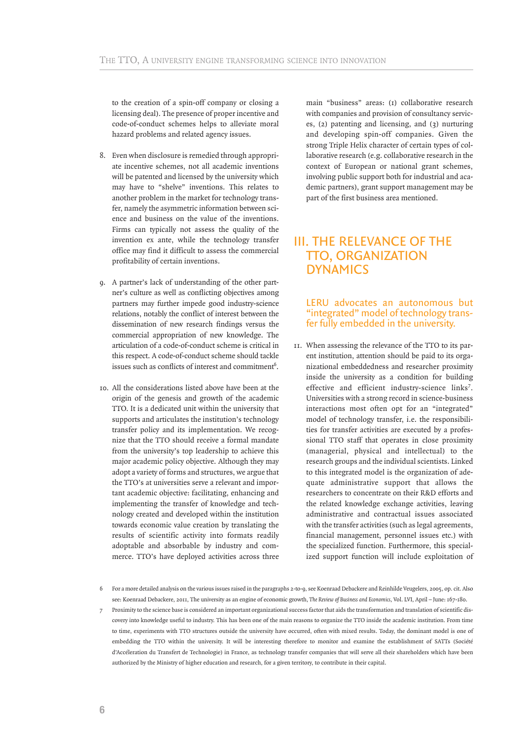to the creation of a spin-off company or closing a licensing deal). The presence of proper incentive and code-of-conduct schemes helps to alleviate moral hazard problems and related agency issues.

8. Even when disclosure is remedied through appropriate incentive schemes, not all academic inventions will be patented and licensed by the university which may have to "shelve" inventions. This relates to another problem in the market for technology transfer, namely the asymmetric information between science and business on the value of the inventions. Firms can typically not assess the quality of the invention ex ante, while the technology transfer office may find it difficult to assess the commercial profitability of certain inventions.

9. A partner's lack of understanding of the other partner's culture as well as conflicting objectives among partners may further impede good industry-science relations, notably the conflict of interest between the dissemination of new research findings versus the commercial appropriation of new knowledge. The articulation of a code-of-conduct scheme is critical in this respect. A code-of-conduct scheme should tackle issues such as conflicts of interest and commitment[6].

10. All the considerations listed above have been at the origin of the genesis and growth of the academic TTO. It is a dedicated unit within the university that supports and articulates the institution's technology transfer policy and its implementation. We recognize that the TTO should receive a formal mandate from the university's top leadership to achieve this major academic policy objective. Although they may adopt a variety of forms and structures, we argue that the TTO's at universities serve a relevant and important academic objective: facilitating, enhancing and implementing the transfer of knowledge and technology created and developed within the institution towards economic value creation by translating the results of scientific activity into formats readily adoptable and absorbable by industry and commerce. TTO's have deployed activities across three main "business" areas: (1) collaborative research with companies and provision of consultancy services, (2) patenting and licensing, and (3) nurturing and developing spin-off companies. Given the strong Triple Helix character of certain types of collaborative research (e.g. collaborative research in the context of European or national grant schemes, involving public support both for industrial and academic partners), grant support management may be part of the first business area mentioned.

## III. THE RELEVANCE OF THE TTO, ORGANIZATION DYNAMICS

### LERU advocates an autonomous but "integrated" model of technology transfer fully embedded in the university.

11. When assessing the relevance of the TTO to its parent institution, attention should be paid to its organizational embeddedness and researcher proximity inside the university as a condition for building effective and efficient industry-science links[7]. Universities with a strong record in science-business interactions most often opt for an "integrated" model of technology transfer, i.e. the responsibilities for transfer activities are executed by a professional TTO staff that operates in close proximity (managerial, physical and intellectual) to the research groups and the individual scientists. Linked to this integrated model is the organization of adequate administrative support that allows the researchers to concentrate on their R&D efforts and the related knowledge exchange activities, leaving administrative and contractual issues associated with the transfer activities (such as legal agreements, financial management, personnel issues etc.) with the specialized function. Furthermore, this specialized support function will include exploitation of

---

6 For a more detailed analysis on the various issues raised in the paragraphs 2-to-9, see Koenraad Debackere and Reinhilde Veugelers, 2005, op. cit. Also see: Koenraad Debackere, 2011, The university as an engine of economic growth, *The Review of Business and Economics*, Vol. LVI, April – June: 167-180.

7 Proximity to the science base is considered an important organizational success factor that aids the transformation and translation of scientific discovery into knowledge useful to industry. This has been one of the main reasons to organize the TTO inside the academic institution. From time to time, experiments with TTO structures outside the university have occurred, often with mixed results. Today, the dominant model is one of embedding the TTO within the university. It will be interesting therefore to monitor and examine the establishment of SATTs (Société d'Accéleration du Transfert de Technologie) in France, as technology transfer companies that will serve all their shareholders which have been authorized by the Ministry of higher education and research, for a given territory, to contribute in their capital.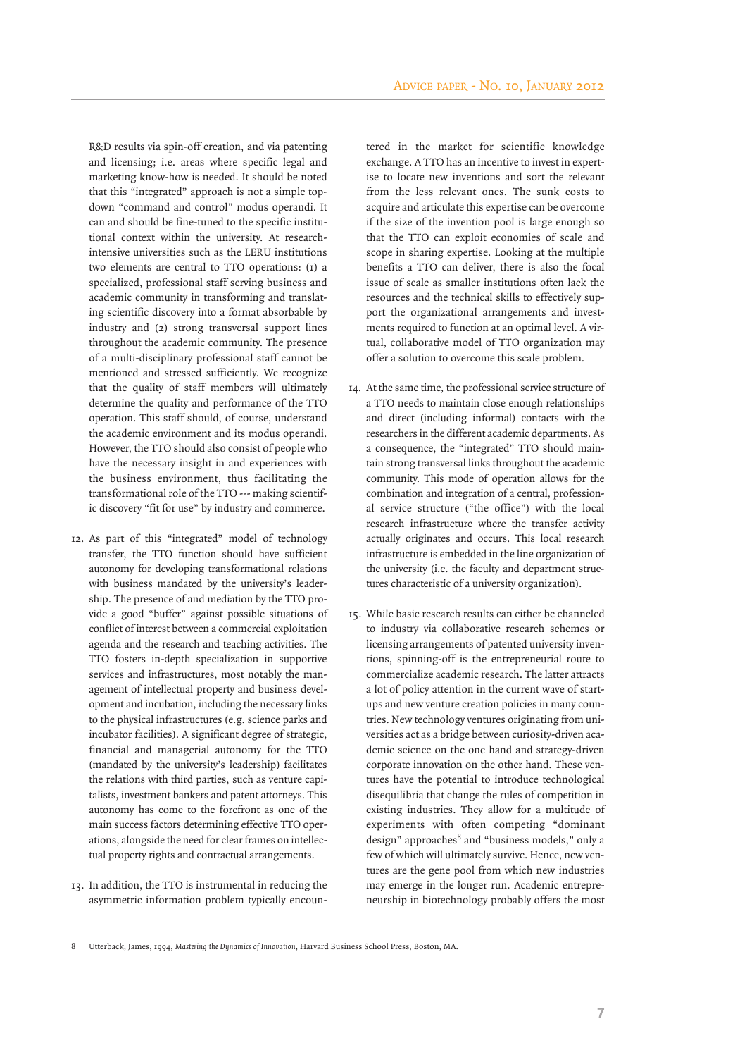R&D results via spin-off creation, and via patenting and licensing; i.e. areas where specific legal and marketing know-how is needed. It should be noted that this "integrated" approach is not a simple top-down "command and control" modus operandi. It can and should be fine-tuned to the specific institutional context within the university. At research-intensive universities such as the LERU institutions two elements are central to TTO operations: (1) a specialized, professional staff serving business and academic community in transforming and translating scientific discovery into a format absorbable by industry and (2) strong transversal support lines throughout the academic community. The presence of a multi-disciplinary professional staff cannot be mentioned and stressed sufficiently. We recognize that the quality of staff members will ultimately determine the quality and performance of the TTO operation. This staff should, of course, understand the academic environment and its modus operandi. However, the TTO should also consist of people who have the necessary insight in and experiences with the business environment, thus facilitating the transformational role of the TTO --- making scientific discovery "fit for use" by industry and commerce.

12. As part of this "integrated" model of technology transfer, the TTO function should have sufficient autonomy for developing transformational relations with business mandated by the university's leadership. The presence of and mediation by the TTO provide a good "buffer" against possible situations of conflict of interest between a commercial exploitation agenda and the research and teaching activities. The TTO fosters in-depth specialization in supportive services and infrastructures, most notably the management of intellectual property and business development and incubation, including the necessary links to the physical infrastructures (e.g. science parks and incubator facilities). A significant degree of strategic, financial and managerial autonomy for the TTO (mandated by the university's leadership) facilitates the relations with third parties, such as venture capitalists, investment bankers and patent attorneys. This autonomy has come to the forefront as one of the main success factors determining effective TTO operations, alongside the need for clear frames on intellectual property rights and contractual arrangements.

13. In addition, the TTO is instrumental in reducing the asymmetric information problem typically encountered in the market for scientific knowledge exchange. A TTO has an incentive to invest in expertise to locate new inventions and sort the relevant from the less relevant ones. The sunk costs to acquire and articulate this expertise can be overcome if the size of the invention pool is large enough so that the TTO can exploit economies of scale and scope in sharing expertise. Looking at the multiple benefits a TTO can deliver, there is also the focal issue of scale as smaller institutions often lack the resources and the technical skills to effectively support the organizational arrangements and investments required to function at an optimal level. A virtual, collaborative model of TTO organization may offer a solution to overcome this scale problem.

14. At the same time, the professional service structure of a TTO needs to maintain close enough relationships and direct (including informal) contacts with the researchers in the different academic departments. As a consequence, the "integrated" TTO should maintain strong transversal links throughout the academic community. This mode of operation allows for the combination and integration of a central, professional service structure ("the office") with the local research infrastructure where the transfer activity actually originates and occurs. This local research infrastructure is embedded in the line organization of the university (i.e. the faculty and department structures characteristic of a university organization).

15. While basic research results can either be channeled to industry via collaborative research schemes or licensing arrangements of patented university inventions, spinning-off is the entrepreneurial route to commercialize academic research. The latter attracts a lot of policy attention in the current wave of start-ups and new venture creation policies in many countries. New technology ventures originating from universities act as a bridge between curiosity-driven academic science on the one hand and strategy-driven corporate innovation on the other hand. These ventures have the potential to introduce technological disequilibria that change the rules of competition in existing industries. They allow for a multitude of experiments with often competing "dominant design" approaches[8] and "business models," only a few of which will ultimately survive. Hence, new ventures are the gene pool from which new industries may emerge in the longer run. Academic entrepreneurship in biotechnology probably offers the most

8 Utterback, James, 1994, *Mastering the Dynamics of Innovation*, Harvard Business School Press, Boston, MA.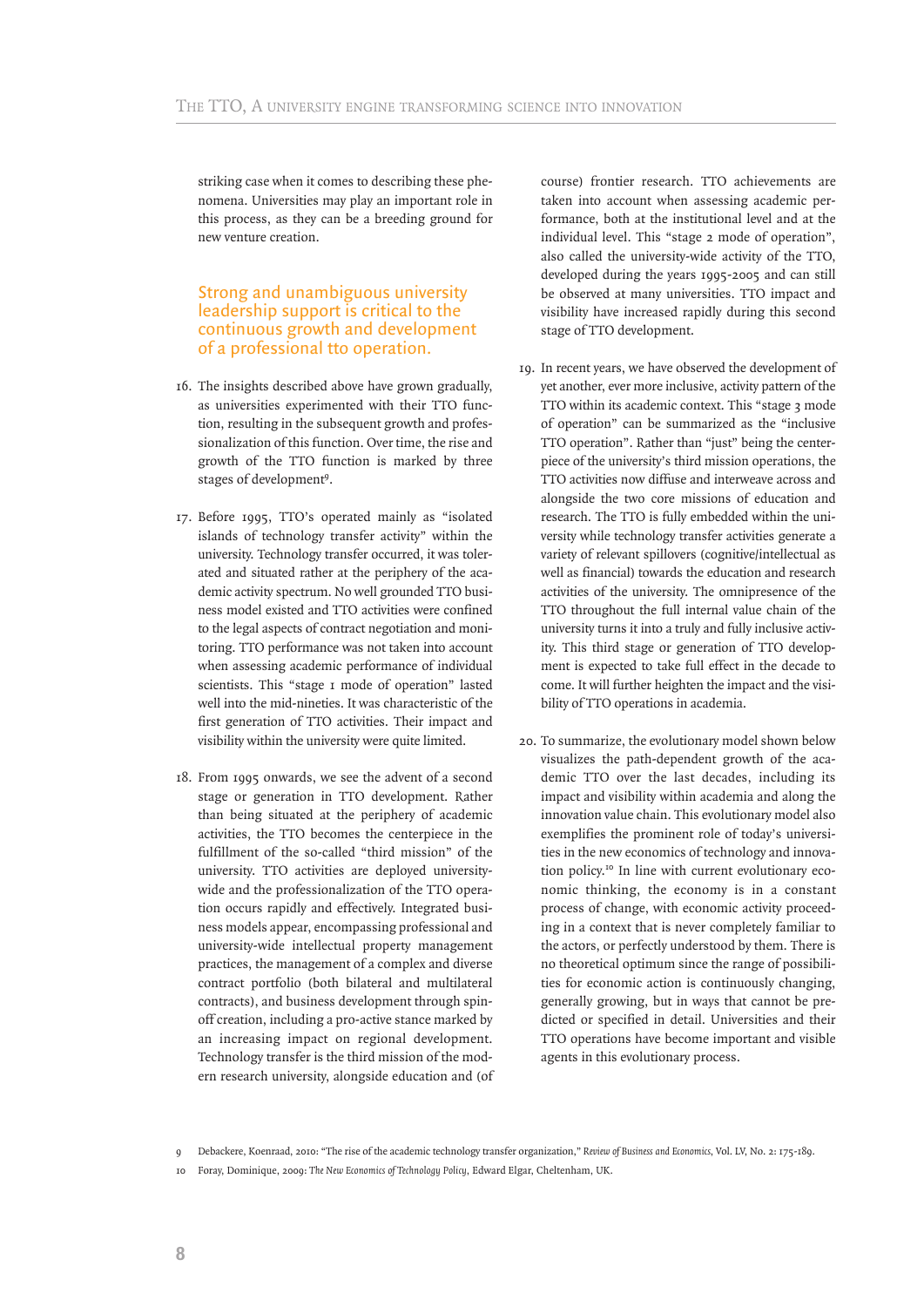striking case when it comes to describing these phenomena. Universities may play an important role in this process, as they can be a breeding ground for new venture creation.

## Strong and unambiguous university leadership support is critical to the continuous growth and development of a professional tto operation.

16. The insights described above have grown gradually, as universities experimented with their TTO function, resulting in the subsequent growth and professionalization of this function. Over time, the rise and growth of the TTO function is marked by three stages of development[9].

17. Before 1995, TTO's operated mainly as "isolated islands of technology transfer activity" within the university. Technology transfer occurred, it was tolerated and situated rather at the periphery of the academic activity spectrum. No well grounded TTO business model existed and TTO activities were confined to the legal aspects of contract negotiation and monitoring. TTO performance was not taken into account when assessing academic performance of individual scientists. This "stage 1 mode of operation" lasted well into the mid-nineties. It was characteristic of the first generation of TTO activities. Their impact and visibility within the university were quite limited.

18. From 1995 onwards, we see the advent of a second stage or generation in TTO development. Rather than being situated at the periphery of academic activities, the TTO becomes the centerpiece in the fulfillment of the so-called "third mission" of the university. TTO activities are deployed university-wide and the professionalization of the TTO operation occurs rapidly and effectively. Integrated business models appear, encompassing professional and university-wide intellectual property management practices, the management of a complex and diverse contract portfolio (both bilateral and multilateral contracts), and business development through spin-off creation, including a pro-active stance marked by an increasing impact on regional development. Technology transfer is the third mission of the modern research university, alongside education and (of course) frontier research. TTO achievements are taken into account when assessing academic performance, both at the institutional level and at the individual level. This "stage 2 mode of operation", also called the university-wide activity of the TTO, developed during the years 1995-2005 and can still be observed at many universities. TTO impact and visibility have increased rapidly during this second stage of TTO development.

19. In recent years, we have observed the development of yet another, ever more inclusive, activity pattern of the TTO within its academic context. This "stage 3 mode of operation" can be summarized as the "inclusive TTO operation". Rather than "just" being the centerpiece of the university's third mission operations, the TTO activities now diffuse and interweave across and alongside the two core missions of education and research. The TTO is fully embedded within the university while technology transfer activities generate a variety of relevant spillovers (cognitive/intellectual as well as financial) towards the education and research activities of the university. The omnipresence of the TTO throughout the full internal value chain of the university turns it into a truly and fully inclusive activity. This third stage or generation of TTO development is expected to take full effect in the decade to come. It will further heighten the impact and the visibility of TTO operations in academia.

20. To summarize, the evolutionary model shown below visualizes the path-dependent growth of the academic TTO over the last decades, including its impact and visibility within academia and along the innovation value chain. This evolutionary model also exemplifies the prominent role of today's universities in the new economics of technology and innovation policy.[10] In line with current evolutionary economic thinking, the economy is in a constant process of change, with economic activity proceeding in a context that is never completely familiar to the actors, or perfectly understood by them. There is no theoretical optimum since the range of possibilities for economic action is continuously changing, generally growing, but in ways that cannot be predicted or specified in detail. Universities and their TTO operations have become important and visible agents in this evolutionary process.

---

9 Debackere, Koenraad, 2010: "The rise of the academic technology transfer organization," *Review of Business and Economics*, Vol. LV, No. 2: 175-189.

10 Foray, Dominique, 2009: *The New Economics of Technology Policy*, Edward Elgar, Cheltenham, UK.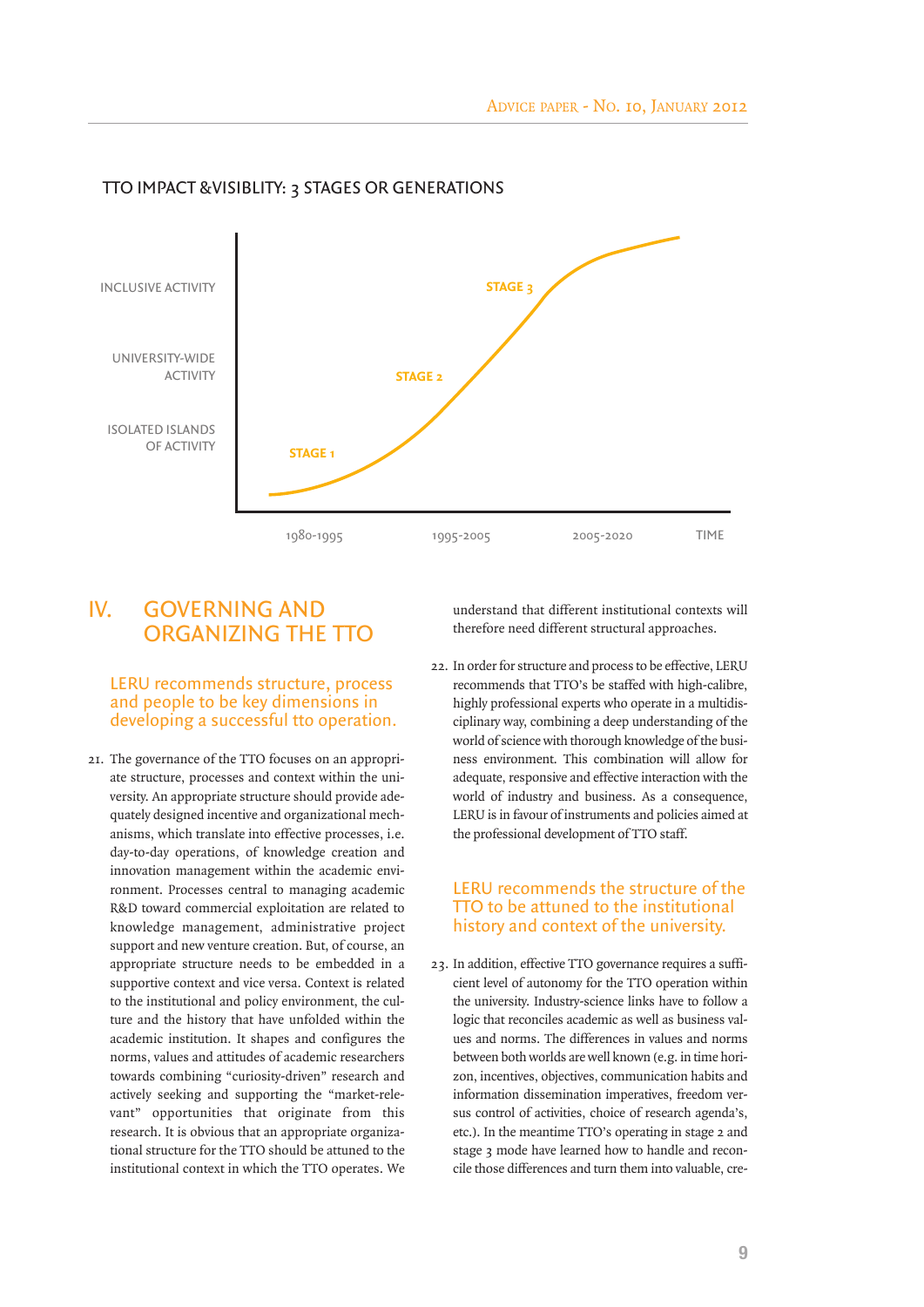TTO IMPACT &VISIBLITY: 3 STAGES OR GENERATIONS

INCLUSIVE ACTIVITY

UNIVERSITY-WIDE ACTIVITY

ISOLATED ISLANDS OF ACTIVITY

STAGE 1

STAGE 2

STAGE 3

1980-1995 | 1995-2005 | 2005-2020 | TIME

# IV. GOVERNING AND ORGANIZING THE TTO

### LERU recommends structure, process and people to be key dimensions in developing a successful tto operation.

21. The governance of the TTO focuses on an appropriate structure, processes and context within the university. An appropriate structure should provide adequately designed incentive and organizational mechanisms, which translate into effective processes, i.e. day-to-day operations, of knowledge creation and innovation management within the academic environment. Processes central to managing academic R&D toward commercial exploitation are related to knowledge management, administrative project support and new venture creation. But, of course, an appropriate structure needs to be embedded in a supportive context and vice versa. Context is related to the institutional and policy environment, the culture and the history that have unfolded within the academic institution. It shapes and configures the norms, values and attitudes of academic researchers towards combining "curiosity-driven" research and actively seeking and supporting the "market-relevant" opportunities that originate from this research. It is obvious that an appropriate organizational structure for the TTO should be attuned to the institutional context in which the TTO operates. We understand that different institutional contexts will therefore need different structural approaches.

22. In order for structure and process to be effective, LERU recommends that TTO's be staffed with high-calibre, highly professional experts who operate in a multidisciplinary way, combining a deep understanding of the world of science with thorough knowledge of the business environment. This combination will allow for adequate, responsive and effective interaction with the world of industry and business. As a consequence, LERU is in favour of instruments and policies aimed at the professional development of TTO staff.

### LERU recommends the structure of the TTO to be attuned to the institutional history and context of the university.

23. In addition, effective TTO governance requires a sufficient level of autonomy for the TTO operation within the university. Industry-science links have to follow a logic that reconciles academic as well as business values and norms. The differences in values and norms between both worlds are well known (e.g. in time horizon, incentives, objectives, communication habits and information dissemination imperatives, freedom versus control of activities, choice of research agenda's, etc.). In the meantime TTO's operating in stage 2 and stage 3 mode have learned how to handle and reconcile those differences and turn them into valuable, cre-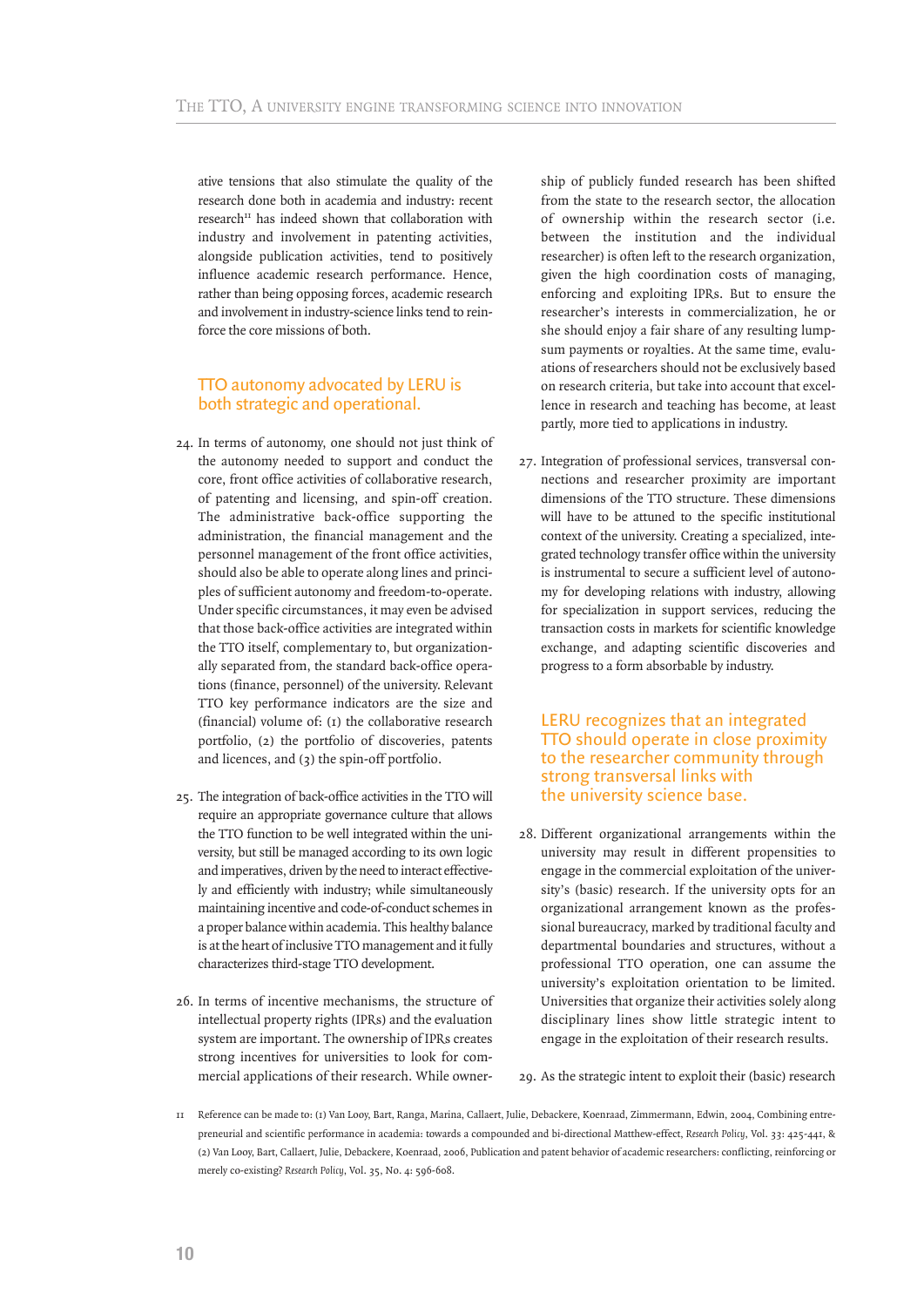ative tensions that also stimulate the quality of the research done both in academia and industry: recent research[11] has indeed shown that collaboration with industry and involvement in patenting activities, alongside publication activities, tend to positively influence academic research performance. Hence, rather than being opposing forces, academic research and involvement in industry-science links tend to reinforce the core missions of both.

## TTO autonomy advocated by LERU is both strategic and operational.

24. In terms of autonomy, one should not just think of the autonomy needed to support and conduct the core, front office activities of collaborative research, of patenting and licensing, and spin-off creation. The administrative back-office supporting the administration, the financial management and the personnel management of the front office activities, should also be able to operate along lines and principles of sufficient autonomy and freedom-to-operate. Under specific circumstances, it may even be advised that those back-office activities are integrated within the TTO itself, complementary to, but organizationally separated from, the standard back-office operations (finance, personnel) of the university. Relevant TTO key performance indicators are the size and (financial) volume of: (1) the collaborative research portfolio, (2) the portfolio of discoveries, patents and licences, and (3) the spin-off portfolio.

25. The integration of back-office activities in the TTO will require an appropriate governance culture that allows the TTO function to be well integrated within the university, but still be managed according to its own logic and imperatives, driven by the need to interact effectively and efficiently with industry; while simultaneously maintaining incentive and code-of-conduct schemes in a proper balance within academia. This healthy balance is at the heart of inclusive TTO management and it fully characterizes third-stage TTO development.

26. In terms of incentive mechanisms, the structure of intellectual property rights (IPRs) and the evaluation system are important. The ownership of IPRs creates strong incentives for universities to look for commercial applications of their research. While ownership of publicly funded research has been shifted from the state to the research sector, the allocation of ownership within the research sector (i.e. between the institution and the individual researcher) is often left to the research organization, given the high coordination costs of managing, enforcing and exploiting IPRs. But to ensure the researcher's interests in commercialization, he or she should enjoy a fair share of any resulting lump-sum payments or royalties. At the same time, evaluations of researchers should not be exclusively based on research criteria, but take into account that excellence in research and teaching has become, at least partly, more tied to applications in industry.

27. Integration of professional services, transversal connections and researcher proximity are important dimensions of the TTO structure. These dimensions will have to be attuned to the specific institutional context of the university. Creating a specialized, integrated technology transfer office within the university is instrumental to secure a sufficient level of autonomy for developing relations with industry, allowing for specialization in support services, reducing the transaction costs in markets for scientific knowledge exchange, and adapting scientific discoveries and progress to a form absorbable by industry.

## LERU recognizes that an integrated TTO should operate in close proximity to the researcher community through strong transversal links with the university science base.

28. Different organizational arrangements within the university may result in different propensities to engage in the commercial exploitation of the university's (basic) research. If the university opts for an organizational arrangement known as the professional bureaucracy, marked by traditional faculty and departmental boundaries and structures, without a professional TTO operation, one can assume the university's exploitation orientation to be limited. Universities that organize their activities solely along disciplinary lines show little strategic intent to engage in the exploitation of their research results.

29. As the strategic intent to exploit their (basic) research

---

[11] Reference can be made to: (1) Van Looy, Bart, Ranga, Marina, Callaert, Julie, Debackere, Koenraad, Zimmermann, Edwin, 2004, Combining entrepreneurial and scientific performance in academia: towards a compounded and bi-directional Matthew-effect, *Research Policy*, Vol. 33: 425-441, & (2) Van Looy, Bart, Callaert, Julie, Debackere, Koenraad, 2006, Publication and patent behavior of academic researchers: conflicting, reinforcing or merely co-existing? *Research Policy*, Vol. 35, No. 4: 596-608.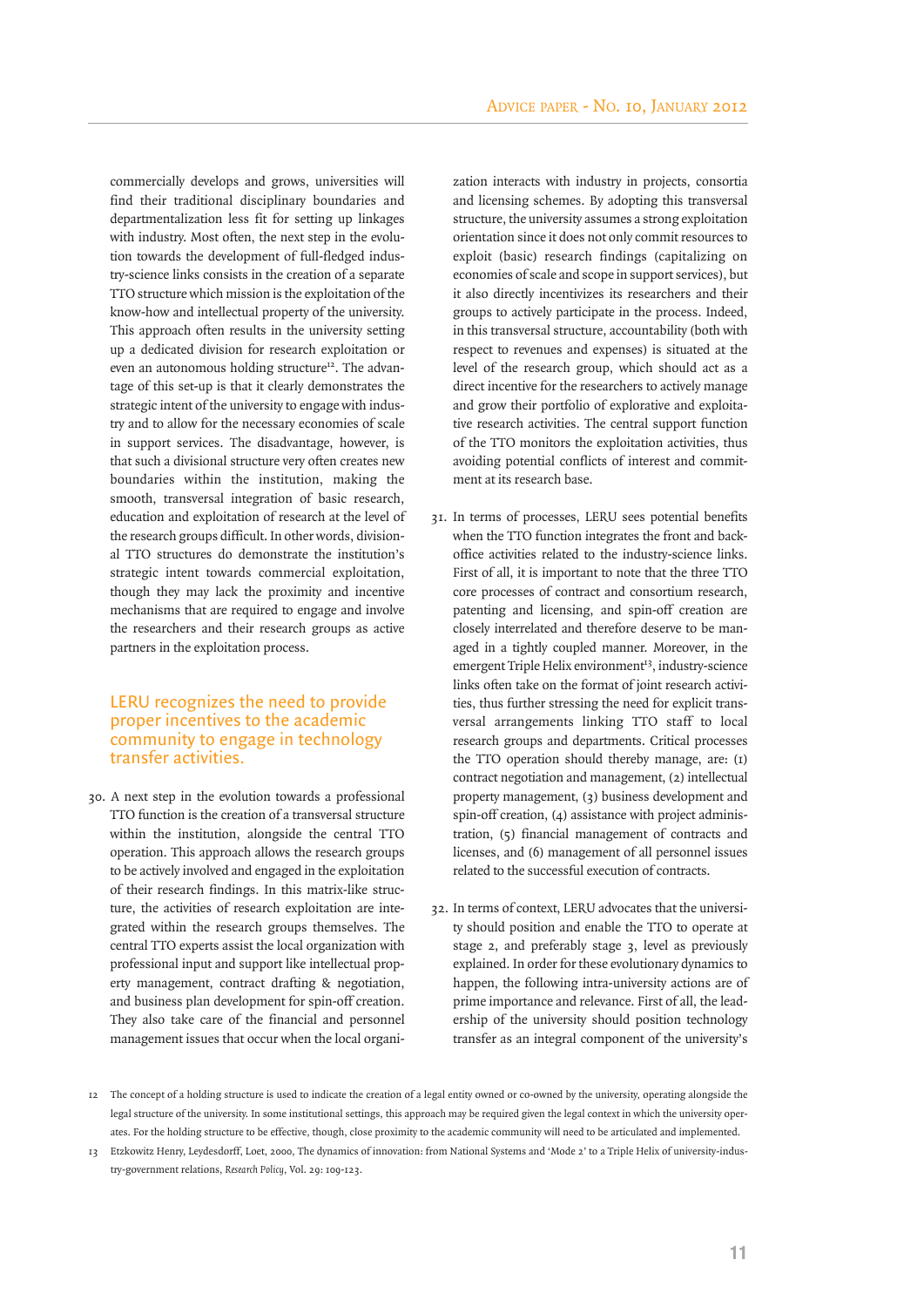commercially develops and grows, universities will find their traditional disciplinary boundaries and departmentalization less fit for setting up linkages with industry. Most often, the next step in the evolution towards the development of full-fledged industry-science links consists in the creation of a separate TTO structure which mission is the exploitation of the know-how and intellectual property of the university. This approach often results in the university setting up a dedicated division for research exploitation or even an autonomous holding structure[12]. The advantage of this set-up is that it clearly demonstrates the strategic intent of the university to engage with industry and to allow for the necessary economies of scale in support services. The disadvantage, however, is that such a divisional structure very often creates new boundaries within the institution, making the smooth, transversal integration of basic research, education and exploitation of research at the level of the research groups difficult. In other words, divisional TTO structures do demonstrate the institution's strategic intent towards commercial exploitation, though they may lack the proximity and incentive mechanisms that are required to engage and involve the researchers and their research groups as active partners in the exploitation process.

### LERU recognizes the need to provide proper incentives to the academic community to engage in technology transfer activities.

30. A next step in the evolution towards a professional TTO function is the creation of a transversal structure within the institution, alongside the central TTO operation. This approach allows the research groups to be actively involved and engaged in the exploitation of their research findings. In this matrix-like structure, the activities of research exploitation are integrated within the research groups themselves. The central TTO experts assist the local organization with professional input and support like intellectual property management, contract drafting & negotiation, and business plan development for spin-off creation. They also take care of the financial and personnel management issues that occur when the local organization interacts with industry in projects, consortia and licensing schemes. By adopting this transversal structure, the university assumes a strong exploitation orientation since it does not only commit resources to exploit (basic) research findings (capitalizing on economies of scale and scope in support services), but it also directly incentivizes its researchers and their groups to actively participate in the process. Indeed, in this transversal structure, accountability (both with respect to revenues and expenses) is situated at the level of the research group, which should act as a direct incentive for the researchers to actively manage and grow their portfolio of explorative and exploitative research activities. The central support function of the TTO monitors the exploitation activities, thus avoiding potential conflicts of interest and commitment at its research base.

31. In terms of processes, LERU sees potential benefits when the TTO function integrates the front and back-office activities related to the industry-science links. First of all, it is important to note that the three TTO core processes of contract and consortium research, patenting and licensing, and spin-off creation are closely interrelated and therefore deserve to be managed in a tightly coupled manner. Moreover, in the emergent Triple Helix environment[13], industry-science links often take on the format of joint research activities, thus further stressing the need for explicit transversal arrangements linking TTO staff to local research groups and departments. Critical processes the TTO operation should thereby manage, are: (1) contract negotiation and management, (2) intellectual property management, (3) business development and spin-off creation, (4) assistance with project administration, (5) financial management of contracts and licenses, and (6) management of all personnel issues related to the successful execution of contracts.

32. In terms of context, LERU advocates that the university should position and enable the TTO to operate at stage 2, and preferably stage 3, level as previously explained. In order for these evolutionary dynamics to happen, the following intra-university actions are of prime importance and relevance. First of all, the leadership of the university should position technology transfer as an integral component of the university's

---

12 The concept of a holding structure is used to indicate the creation of a legal entity owned or co-owned by the university, operating alongside the legal structure of the university. In some institutional settings, this approach may be required given the legal context in which the university operates. For the holding structure to be effective, though, close proximity to the academic community will need to be articulated and implemented.

13 Etzkowitz Henry, Leydesdorff, Loet, 2000, The dynamics of innovation: from National Systems and 'Mode 2' to a Triple Helix of university-industry-government relations, *Research Policy*, Vol. 29: 109-123.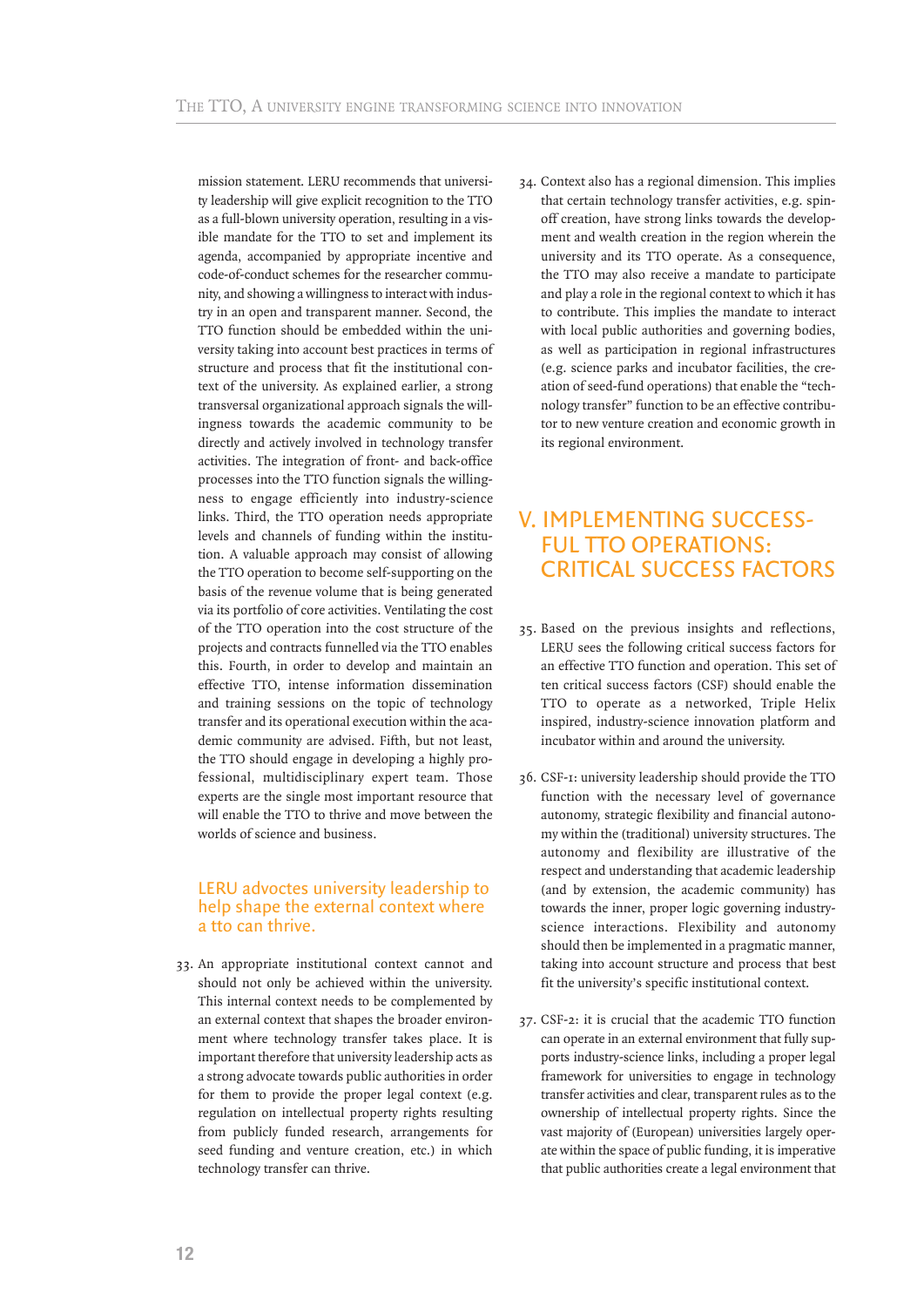mission statement. LERU recommends that university leadership will give explicit recognition to the TTO as a full-blown university operation, resulting in a visible mandate for the TTO to set and implement its agenda, accompanied by appropriate incentive and code-of-conduct schemes for the researcher community, and showing a willingness to interact with industry in an open and transparent manner. Second, the TTO function should be embedded within the university taking into account best practices in terms of structure and process that fit the institutional context of the university. As explained earlier, a strong transversal organizational approach signals the willingness towards the academic community to be directly and actively involved in technology transfer activities. The integration of front- and back-office processes into the TTO function signals the willingness to engage efficiently into industry-science links. Third, the TTO operation needs appropriate levels and channels of funding within the institution. A valuable approach may consist of allowing the TTO operation to become self-supporting on the basis of the revenue volume that is being generated via its portfolio of core activities. Ventilating the cost of the TTO operation into the cost structure of the projects and contracts funnelled via the TTO enables this. Fourth, in order to develop and maintain an effective TTO, intense information dissemination and training sessions on the topic of technology transfer and its operational execution within the academic community are advised. Fifth, but not least, the TTO should engage in developing a highly professional, multidisciplinary expert team. Those experts are the single most important resource that will enable the TTO to thrive and move between the worlds of science and business.

### LERU advoctes university leadership to help shape the external context where a tto can thrive.

33. An appropriate institutional context cannot and should not only be achieved within the university. This internal context needs to be complemented by an external context that shapes the broader environment where technology transfer takes place. It is important therefore that university leadership acts as a strong advocate towards public authorities in order for them to provide the proper legal context (e.g. regulation on intellectual property rights resulting from publicly funded research, arrangements for seed funding and venture creation, etc.) in which technology transfer can thrive.

34. Context also has a regional dimension. This implies that certain technology transfer activities, e.g. spin-off creation, have strong links towards the development and wealth creation in the region wherein the university and its TTO operate. As a consequence, the TTO may also receive a mandate to participate and play a role in the regional context to which it has to contribute. This implies the mandate to interact with local public authorities and governing bodies, as well as participation in regional infrastructures (e.g. science parks and incubator facilities, the creation of seed-fund operations) that enable the "technology transfer" function to be an effective contributor to new venture creation and economic growth in its regional environment.

## V. IMPLEMENTING SUCCESSFUL TTO OPERATIONS: CRITICAL SUCCESS FACTORS

35. Based on the previous insights and reflections, LERU sees the following critical success factors for an effective TTO function and operation. This set of ten critical success factors (CSF) should enable the TTO to operate as a networked, Triple Helix inspired, industry-science innovation platform and incubator within and around the university.

36. CSF-1: university leadership should provide the TTO function with the necessary level of governance autonomy, strategic flexibility and financial autonomy within the (traditional) university structures. The autonomy and flexibility are illustrative of the respect and understanding that academic leadership (and by extension, the academic community) has towards the inner, proper logic governing industry-science interactions. Flexibility and autonomy should then be implemented in a pragmatic manner, taking into account structure and process that best fit the university's specific institutional context.

37. CSF-2: it is crucial that the academic TTO function can operate in an external environment that fully supports industry-science links, including a proper legal framework for universities to engage in technology transfer activities and clear, transparent rules as to the ownership of intellectual property rights. Since the vast majority of (European) universities largely operate within the space of public funding, it is imperative that public authorities create a legal environment that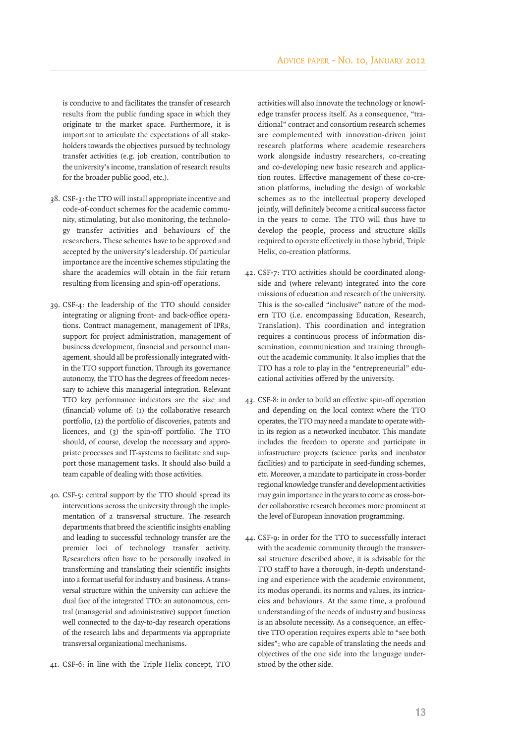is conducive to and facilitates the transfer of research results from the public funding space in which they originate to the market space. Furthermore, it is important to articulate the expectations of all stakeholders towards the objectives pursued by technology transfer activities (e.g. job creation, contribution to the university's income, translation of research results for the broader public good, etc.).

38. CSF-3: the TTO will install appropriate incentive and code-of-conduct schemes for the academic community, stimulating, but also monitoring, the technology transfer activities and behaviours of the researchers. These schemes have to be approved and accepted by the university's leadership. Of particular importance are the incentive schemes stipulating the share the academics will obtain in the fair return resulting from licensing and spin-off operations.

39. CSF-4: the leadership of the TTO should consider integrating or aligning front- and back-office operations. Contract management, management of IPRs, support for project administration, management of business development, financial and personnel management, should all be professionally integrated within the TTO support function. Through its governance autonomy, the TTO has the degrees of freedom necessary to achieve this managerial integration. Relevant TTO key performance indicators are the size and (financial) volume of: (1) the collaborative research portfolio, (2) the portfolio of discoveries, patents and licences, and (3) the spin-off portfolio. The TTO should, of course, develop the necessary and appropriate processes and IT-systems to facilitate and support those management tasks. It should also build a team capable of dealing with those activities.

40. CSF-5: central support by the TTO should spread its interventions across the university through the implementation of a transversal structure. The research departments that breed the scientific insights enabling and leading to successful technology transfer are the premier loci of technology transfer activity. Researchers often have to be personally involved in transforming and translating their scientific insights into a format useful for industry and business. A transversal structure within the university can achieve the dual face of the integrated TTO: an autonomous, central (managerial and administrative) support function well connected to the day-to-day research operations of the research labs and departments via appropriate transversal organizational mechanisms.

41. CSF-6: in line with the Triple Helix concept, TTO activities will also innovate the technology or knowledge transfer process itself. As a consequence, "traditional" contract and consortium research schemes are complemented with innovation-driven joint research platforms where academic researchers work alongside industry researchers, co-creating and co-developing new basic research and application routes. Effective management of these co-creation platforms, including the design of workable schemes as to the intellectual property developed jointly, will definitely become a critical success factor in the years to come. The TTO will thus have to develop the people, process and structure skills required to operate effectively in those hybrid, Triple Helix, co-creation platforms.

42. CSF-7: TTO activities should be coordinated alongside and (where relevant) integrated into the core missions of education and research of the university. This is the so-called "inclusive" nature of the modern TTO (i.e. encompassing Education, Research, Translation). This coordination and integration requires a continuous process of information dissemination, communication and training throughout the academic community. It also implies that the TTO has a role to play in the "entrepreneurial" educational activities offered by the university.

43. CSF-8: in order to build an effective spin-off operation and depending on the local context where the TTO operates, the TTO may need a mandate to operate within its region as a networked incubator. This mandate includes the freedom to operate and participate in infrastructure projects (science parks and incubator facilities) and to participate in seed-funding schemes, etc. Moreover, a mandate to participate in cross-border regional knowledge transfer and development activities may gain importance in the years to come as cross-border collaborative research becomes more prominent at the level of European innovation programming.

44. CSF-9: in order for the TTO to successfully interact with the academic community through the transversal structure described above, it is advisable for the TTO staff to have a thorough, in-depth understanding and experience with the academic environment, its modus operandi, its norms and values, its intricacies and behaviours. At the same time, a profound understanding of the needs of industry and business is an absolute necessity. As a consequence, an effective TTO operation requires experts able to "see both sides"; who are capable of translating the needs and objectives of the one side into the language understood by the other side.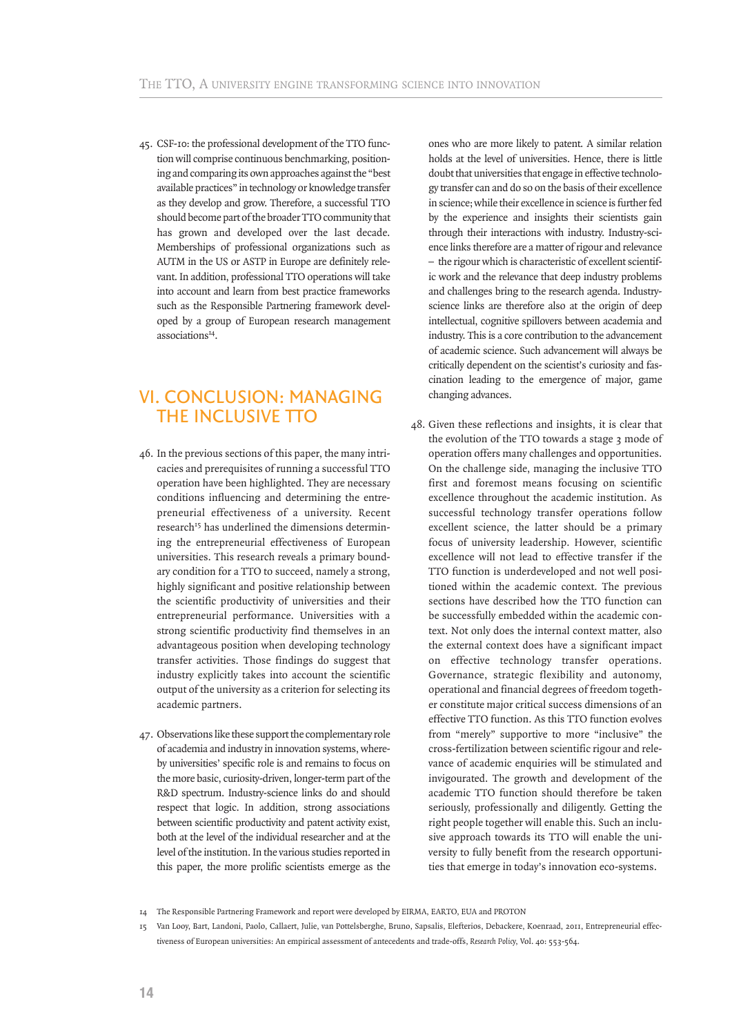45. CSF-10: the professional development of the TTO function will comprise continuous benchmarking, positioning and comparing its own approaches against the "best available practices" in technology or knowledge transfer as they develop and grow. Therefore, a successful TTO should become part of the broader TTO community that has grown and developed over the last decade. Memberships of professional organizations such as AUTM in the US or ASTP in Europe are definitely relevant. In addition, professional TTO operations will take into account and learn from best practice frameworks such as the Responsible Partnering framework developed by a group of European research management associations[14].

## VI. CONCLUSION: MANAGING THE INCLUSIVE TTO

46. In the previous sections of this paper, the many intricacies and prerequisites of running a successful TTO operation have been highlighted. They are necessary conditions influencing and determining the entrepreneurial effectiveness of a university. Recent research[15] has underlined the dimensions determining the entrepreneurial effectiveness of European universities. This research reveals a primary boundary condition for a TTO to succeed, namely a strong, highly significant and positive relationship between the scientific productivity of universities and their entrepreneurial performance. Universities with a strong scientific productivity find themselves in an advantageous position when developing technology transfer activities. Those findings do suggest that industry explicitly takes into account the scientific output of the university as a criterion for selecting its academic partners.

47. Observations like these support the complementary role of academia and industry in innovation systems, whereby universities' specific role is and remains to focus on the more basic, curiosity-driven, longer-term part of the R&D spectrum. Industry-science links do and should respect that logic. In addition, strong associations between scientific productivity and patent activity exist, both at the level of the individual researcher and at the level of the institution. In the various studies reported in this paper, the more prolific scientists emerge as the ones who are more likely to patent. A similar relation holds at the level of universities. Hence, there is little doubt that universities that engage in effective technology transfer can and do so on the basis of their excellence in science; while their excellence in science is further fed by the experience and insights their scientists gain through their interactions with industry. Industry-science links therefore are a matter of rigour and relevance – the rigour which is characteristic of excellent scientific work and the relevance that deep industry problems and challenges bring to the research agenda. Industry-science links are therefore also at the origin of deep intellectual, cognitive spillovers between academia and industry. This is a core contribution to the advancement of academic science. Such advancement will always be critically dependent on the scientist's curiosity and fascination leading to the emergence of major, game changing advances.

48. Given these reflections and insights, it is clear that the evolution of the TTO towards a stage 3 mode of operation offers many challenges and opportunities. On the challenge side, managing the inclusive TTO first and foremost means focusing on scientific excellence throughout the academic institution. As successful technology transfer operations follow excellent science, the latter should be a primary focus of university leadership. However, scientific excellence will not lead to effective transfer if the TTO function is underdeveloped and not well positioned within the academic context. The previous sections have described how the TTO function can be successfully embedded within the academic context. Not only does the internal context matter, also the external context does have a significant impact on effective technology transfer operations. Governance, strategic flexibility and autonomy, operational and financial degrees of freedom together constitute major critical success dimensions of an effective TTO function. As this TTO function evolves from "merely" supportive to more "inclusive" the cross-fertilization between scientific rigour and relevance of academic enquiries will be stimulated and invigourated. The growth and development of the academic TTO function should therefore be taken seriously, professionally and diligently. Getting the right people together will enable this. Such an inclusive approach towards its TTO will enable the university to fully benefit from the research opportunities that emerge in today's innovation eco-systems.

---

14 The Responsible Partnering Framework and report were developed by EIRMA, EARTO, EUA and PROTON

15 Van Looy, Bart, Landoni, Paolo, Callaert, Julie, van Pottelsberghe, Bruno, Sapsalis, Elefterios, Debackere, Koenraad, 2011, Entrepreneurial effectiveness of European universities: An empirical assessment of antecedents and trade-offs, *Research Policy*, Vol. 40: 553-564.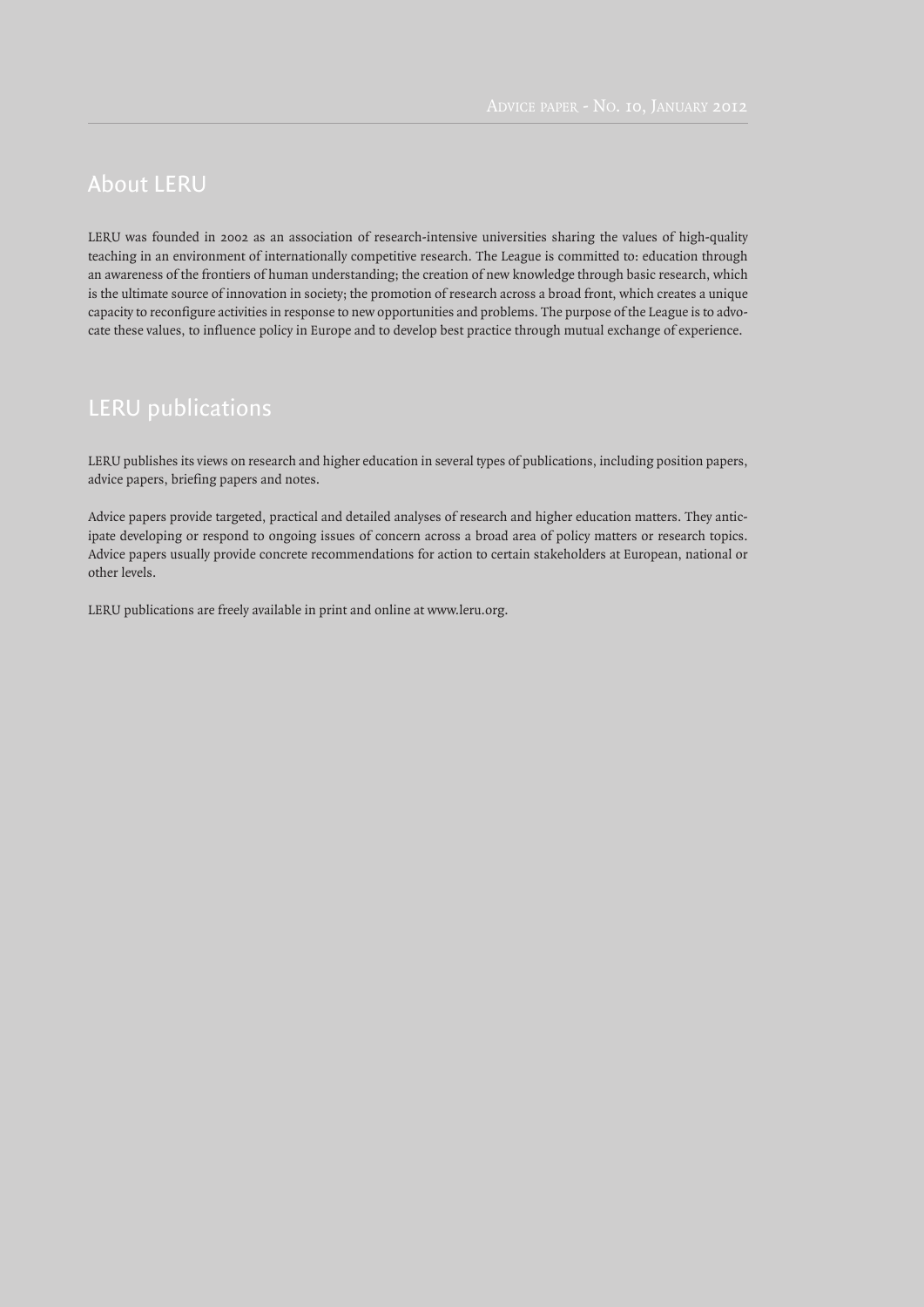## About LERU

LERU was founded in 2002 as an association of research-intensive universities sharing the values of high-quality teaching in an environment of internationally competitive research. The League is committed to: education through an awareness of the frontiers of human understanding; the creation of new knowledge through basic research, which is the ultimate source of innovation in society; the promotion of research across a broad front, which creates a unique capacity to reconfigure activities in response to new opportunities and problems. The purpose of the League is to advocate these values, to influence policy in Europe and to develop best practice through mutual exchange of experience.

## LERU publications

LERU publishes its views on research and higher education in several types of publications, including position papers, advice papers, briefing papers and notes.

Advice papers provide targeted, practical and detailed analyses of research and higher education matters. They anticipate developing or respond to ongoing issues of concern across a broad area of policy matters or research topics. Advice papers usually provide concrete recommendations for action to certain stakeholders at European, national or other levels.

LERU publications are freely available in print and online at www.leru.org.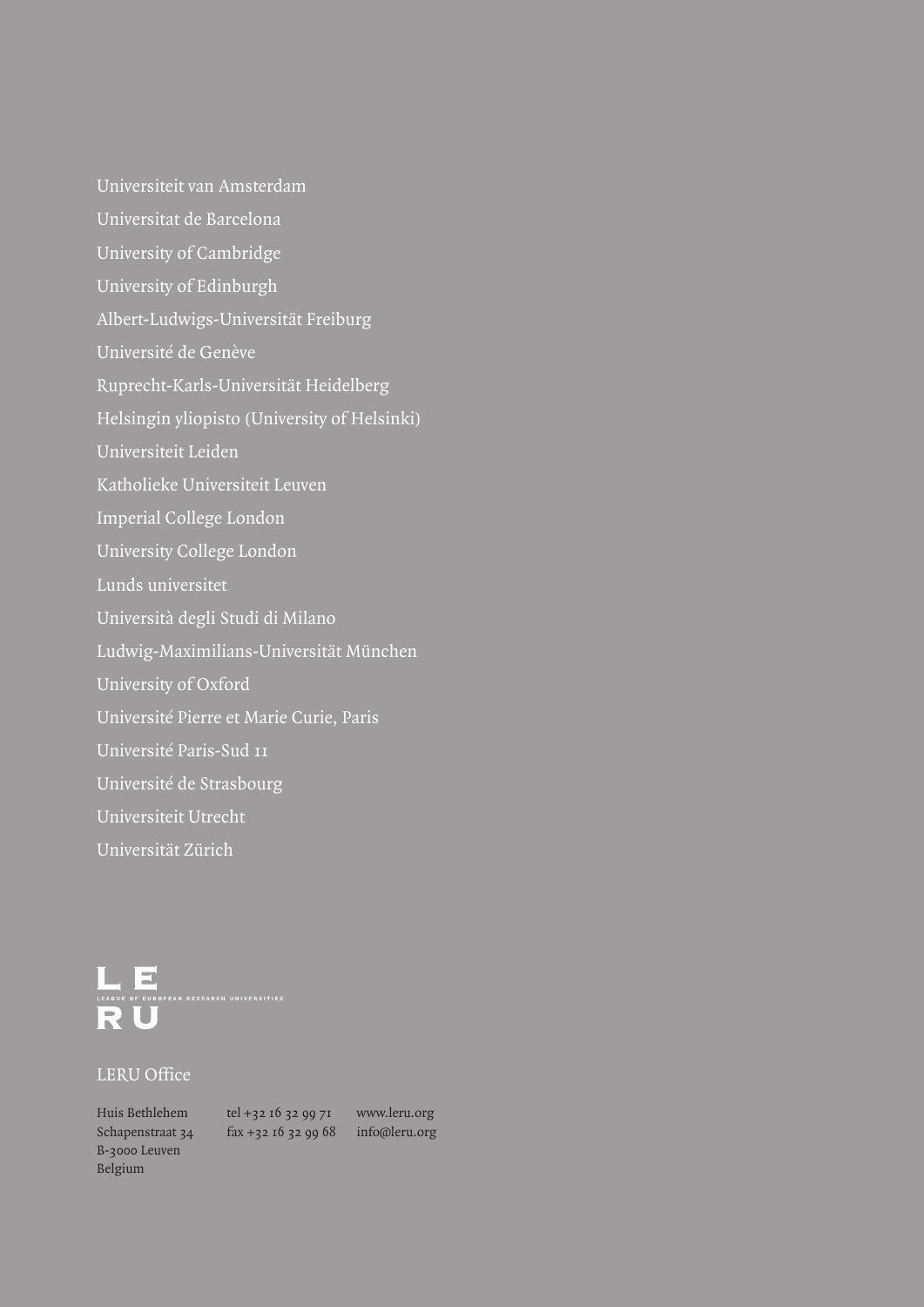Universiteit van Amsterdam

Universitat de Barcelona

University of Cambridge

University of Edinburgh

Albert-Ludwigs-Universität Freiburg

Université de Genève

Ruprecht-Karls-Universität Heidelberg

Helsingin yliopisto (University of Helsinki)

Universiteit Leiden

Katholieke Universiteit Leuven

Imperial College London

University College London

Lunds universitet

Università degli Studi di Milano

Ludwig-Maximilians-Universität München

University of Oxford

Université Pierre et Marie Curie, Paris

Université Paris-Sud 11

Université de Strasbourg

Universiteit Utrecht

Universität Zürich

LE RU — LEAGUE OF EUROPEAN RESEARCH UNIVERSITIES

LERU Office

Huis Bethlehem
Schapenstraat 34
B-3000 Leuven
Belgium

tel +32 16 32 99 71
fax +32 16 32 99 68

www.leru.org
info@leru.org